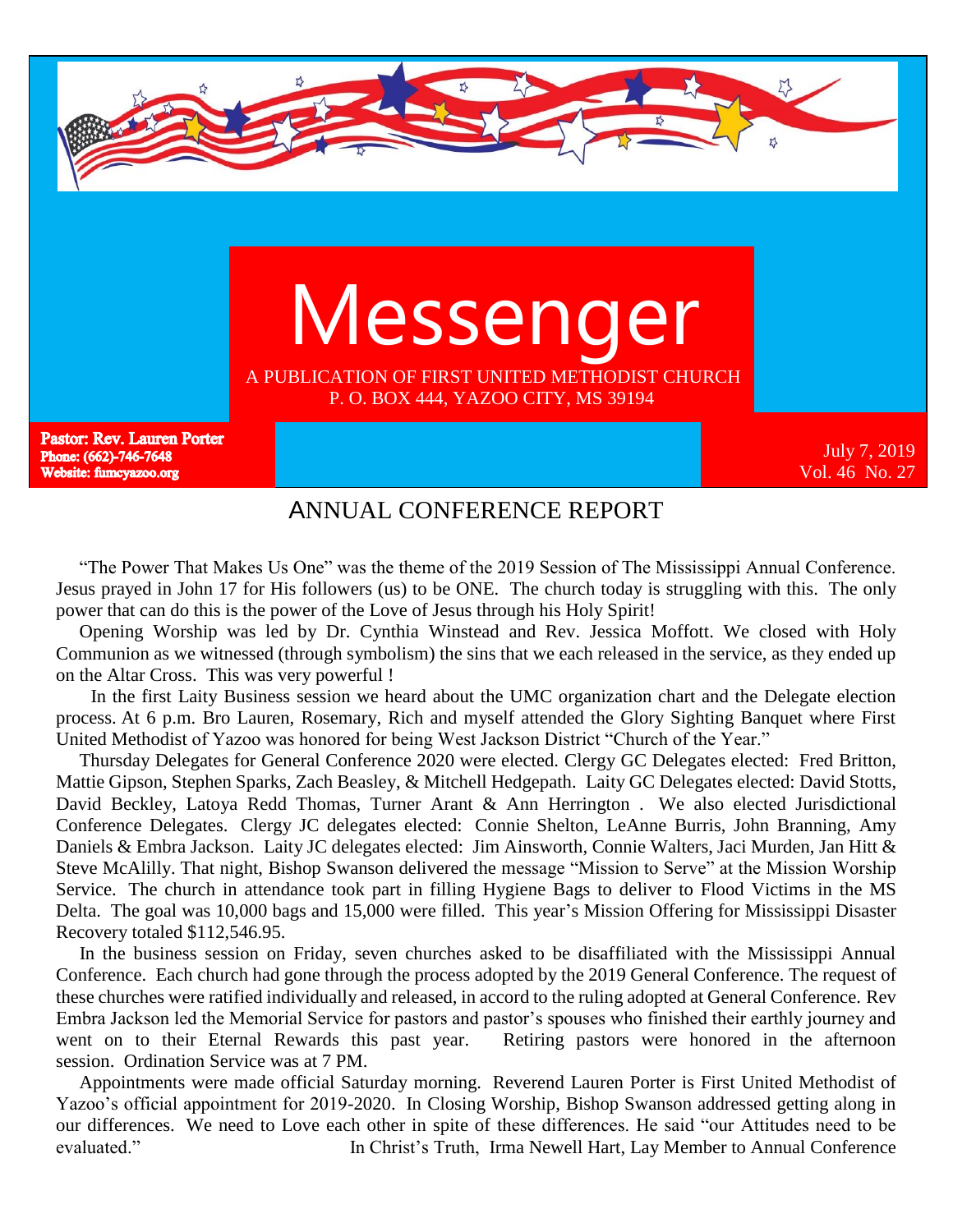# Messenger

A PUBLICATION OF FIRST UNITED METHODIST CHURCH
P. O. BOX 444, YAZOO CITY, MS 39194

**Pastor: Rev. Lauren Porter**
**Phone: (662)-746-7648**
**Website: fumcyazoo.org**

July 7, 2019
Vol. 46 No. 27

## ANNUAL CONFERENCE REPORT

"The Power That Makes Us One" was the theme of the 2019 Session of The Mississippi Annual Conference. Jesus prayed in John 17 for His followers (us) to be ONE. The church today is struggling with this. The only power that can do this is the power of the Love of Jesus through his Holy Spirit!

Opening Worship was led by Dr. Cynthia Winstead and Rev. Jessica Moffott. We closed with Holy Communion as we witnessed (through symbolism) the sins that we each released in the service, as they ended up on the Altar Cross. This was very powerful !

In the first Laity Business session we heard about the UMC organization chart and the Delegate election process. At 6 p.m. Bro Lauren, Rosemary, Rich and myself attended the Glory Sighting Banquet where First United Methodist of Yazoo was honored for being West Jackson District "Church of the Year."

Thursday Delegates for General Conference 2020 were elected. Clergy GC Delegates elected: Fred Britton, Mattie Gipson, Stephen Sparks, Zach Beasley, & Mitchell Hedgepath. Laity GC Delegates elected: David Stotts, David Beckley, Latoya Redd Thomas, Turner Arant & Ann Herrington . We also elected Jurisdictional Conference Delegates. Clergy JC delegates elected: Connie Shelton, LeAnne Burris, John Branning, Amy Daniels & Embra Jackson. Laity JC delegates elected: Jim Ainsworth, Connie Walters, Jaci Murden, Jan Hitt & Steve McAlilly. That night, Bishop Swanson delivered the message "Mission to Serve" at the Mission Worship Service. The church in attendance took part in filling Hygiene Bags to deliver to Flood Victims in the MS Delta. The goal was 10,000 bags and 15,000 were filled. This year's Mission Offering for Mississippi Disaster Recovery totaled $112,546.95.

In the business session on Friday, seven churches asked to be disaffiliated with the Mississippi Annual Conference. Each church had gone through the process adopted by the 2019 General Conference. The request of these churches were ratified individually and released, in accord to the ruling adopted at General Conference. Rev Embra Jackson led the Memorial Service for pastors and pastor's spouses who finished their earthly journey and went on to their Eternal Rewards this past year. Retiring pastors were honored in the afternoon session. Ordination Service was at 7 PM.

Appointments were made official Saturday morning. Reverend Lauren Porter is First United Methodist of Yazoo's official appointment for 2019-2020. In Closing Worship, Bishop Swanson addressed getting along in our differences. We need to Love each other in spite of these differences. He said "our Attitudes need to be evaluated."

In Christ's Truth, Irma Newell Hart, Lay Member to Annual Conference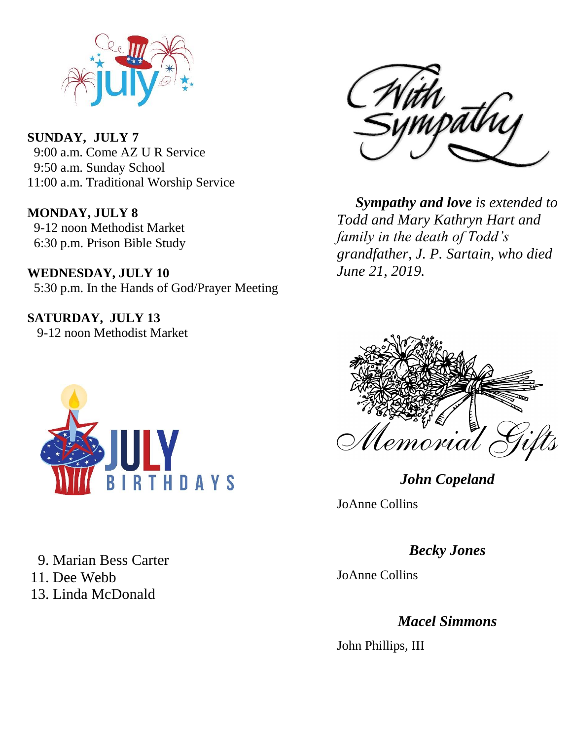# July

**SUNDAY, JULY 7**

9:00 a.m. Come AZ U R Service
9:50 a.m. Sunday School
11:00 a.m. Traditional Worship Service

**MONDAY, JULY 8**

9-12 noon Methodist Market
6:30 p.m. Prison Bible Study

**WEDNESDAY, JULY 10**

5:30 p.m. In the Hands of God/Prayer Meeting

**SATURDAY, JULY 13**

9-12 noon Methodist Market

## July Birthdays

9. Marian Bess Carter
11. Dee Webb
13. Linda McDonald

## With Sympathy

***Sympathy and love*** *is extended to Todd and Mary Kathryn Hart and family in the death of Todd's grandfather, J. P. Sartain, who died June 21, 2019.*

## Memorial Gifts

***John Copeland***

JoAnne Collins

***Becky Jones***

JoAnne Collins

***Macel Simmons***

John Phillips, III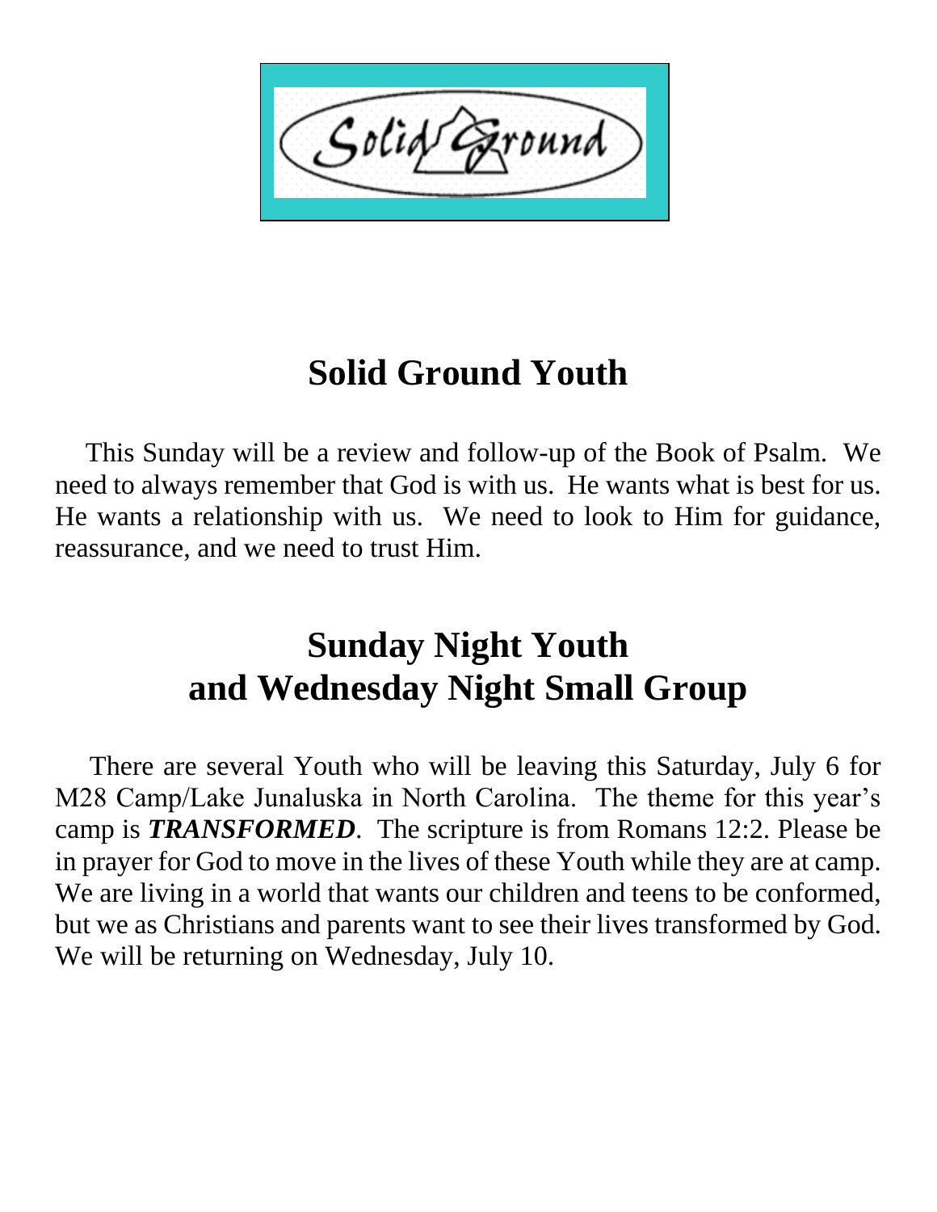# Solid Ground Youth

This Sunday will be a review and follow-up of the Book of Psalm. We need to always remember that God is with us. He wants what is best for us. He wants a relationship with us. We need to look to Him for guidance, reassurance, and we need to trust Him.

# Sunday Night Youth and Wednesday Night Small Group

There are several Youth who will be leaving this Saturday, July 6 for M28 Camp/Lake Junaluska in North Carolina. The theme for this year's camp is ***TRANSFORMED***. The scripture is from Romans 12:2. Please be in prayer for God to move in the lives of these Youth while they are at camp. We are living in a world that wants our children and teens to be conformed, but we as Christians and parents want to see their lives transformed by God. We will be returning on Wednesday, July 10.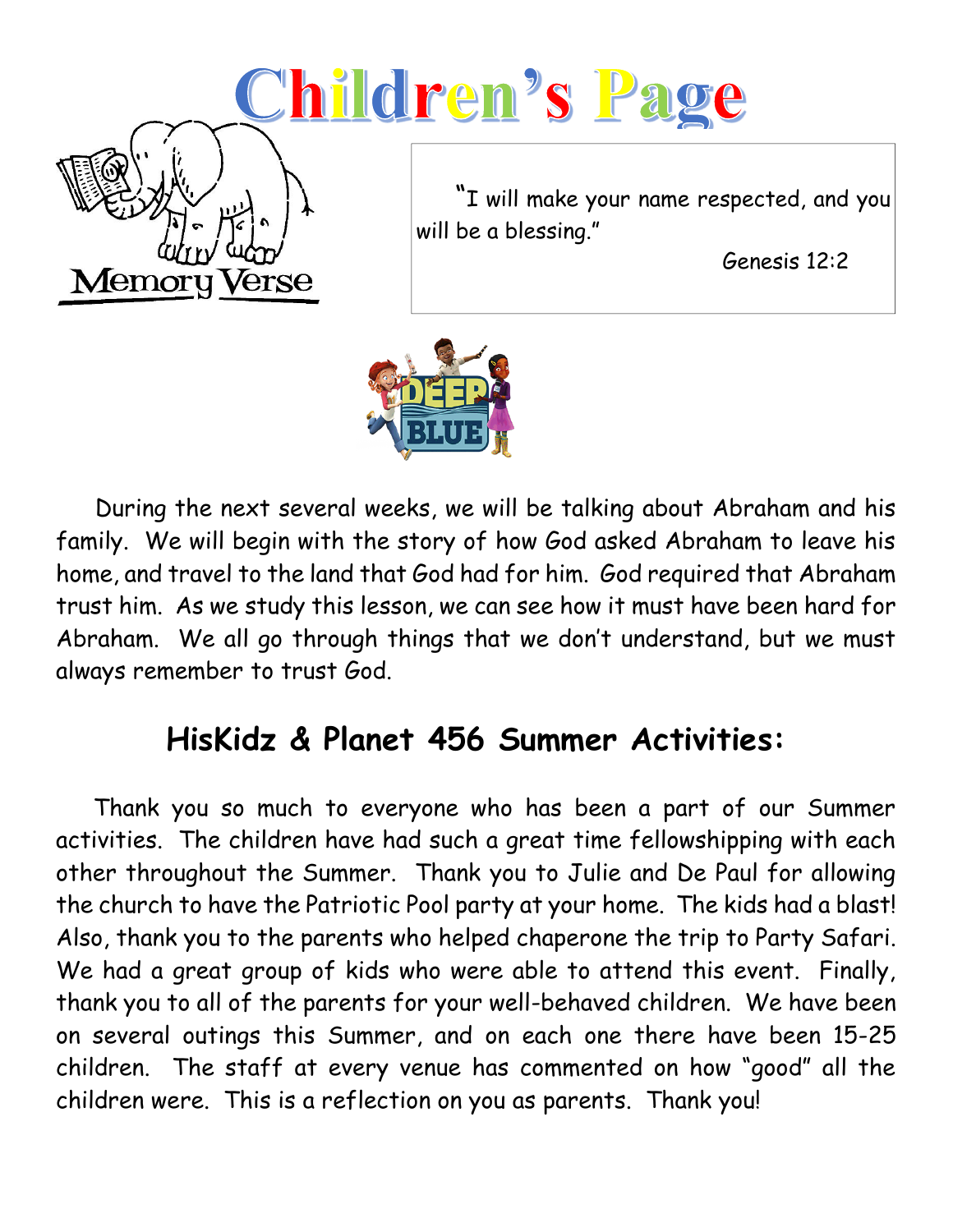# Children's Page

Memory Verse

"I will make your name respected, and you will be a blessing."

Genesis 12:2

During the next several weeks, we will be talking about Abraham and his family. We will begin with the story of how God asked Abraham to leave his home, and travel to the land that God had for him. God required that Abraham trust him. As we study this lesson, we can see how it must have been hard for Abraham. We all go through things that we don't understand, but we must always remember to trust God.

## HisKidz & Planet 456 Summer Activities:

Thank you so much to everyone who has been a part of our Summer activities. The children have had such a great time fellowshipping with each other throughout the Summer. Thank you to Julie and De Paul for allowing the church to have the Patriotic Pool party at your home. The kids had a blast! Also, thank you to the parents who helped chaperone the trip to Party Safari. We had a great group of kids who were able to attend this event. Finally, thank you to all of the parents for your well-behaved children. We have been on several outings this Summer, and on each one there have been 15-25 children. The staff at every venue has commented on how "good" all the children were. This is a reflection on you as parents. Thank you!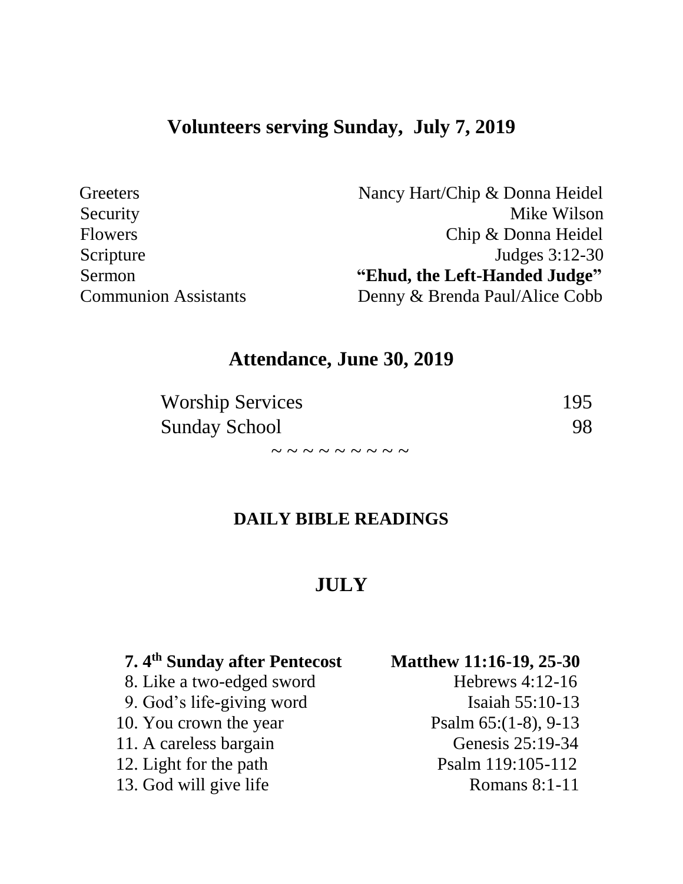## Volunteers serving Sunday, July 7, 2019

| | |
|---|---|
| Greeters | Nancy Hart/Chip & Donna Heidel |
| Security | Mike Wilson |
| Flowers | Chip & Donna Heidel |
| Scripture | Judges 3:12-30 |
| Sermon | **"Ehud, the Left-Handed Judge"** |
| Communion Assistants | Denny & Brenda Paul/Alice Cobb |

## Attendance, June 30, 2019

| | |
|---|---|
| Worship Services | 195 |
| Sunday School | 98 |

~ ~ ~ ~ ~ ~ ~ ~ ~ ~

### DAILY BIBLE READINGS

## JULY

| | |
|---|---|
| **7. 4th Sunday after Pentecost** | **Matthew 11:16-19, 25-30** |
| 8. Like a two-edged sword | Hebrews 4:12-16 |
| 9. God's life-giving word | Isaiah 55:10-13 |
| 10. You crown the year | Psalm 65:(1-8), 9-13 |
| 11. A careless bargain | Genesis 25:19-34 |
| 12. Light for the path | Psalm 119:105-112 |
| 13. God will give life | Romans 8:1-11 |